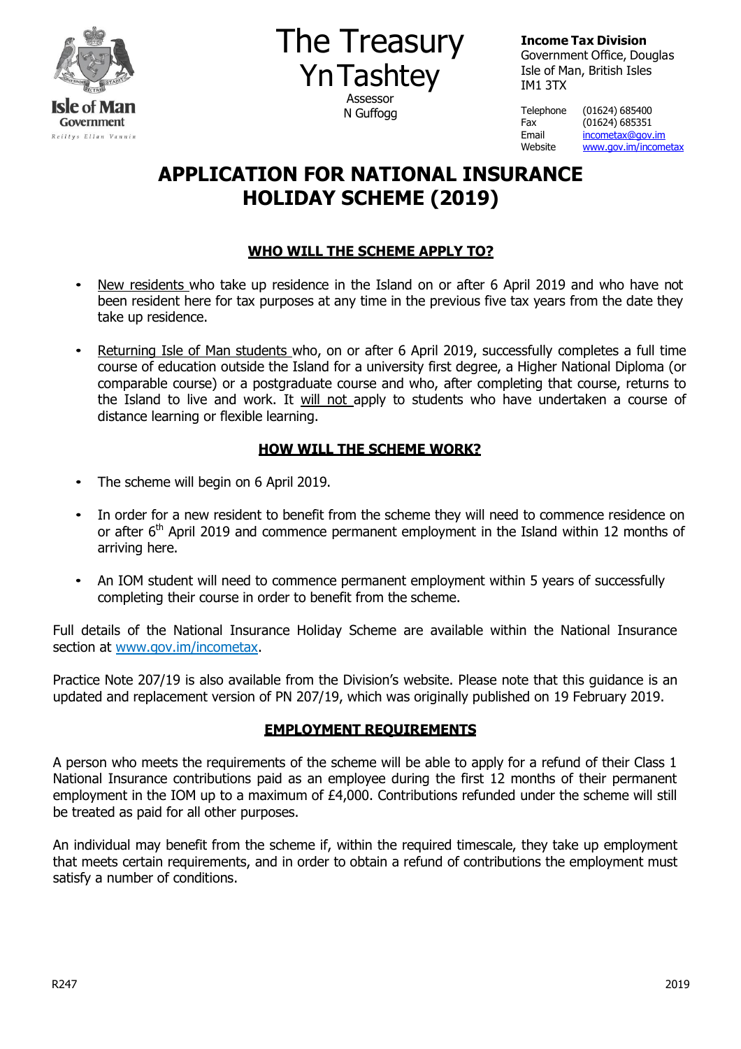The Treasury
Yn Tashtey
Assessor
N Guffogg

**Income Tax Division**
Government Office, Douglas
Isle of Man, British Isles
IM1 3TX

Telephone (01624) 685400
Fax (01624) 685351
Email incometax@gov.im
Website www.gov.im/incometax

# APPLICATION FOR NATIONAL INSURANCE HOLIDAY SCHEME (2019)

## WHO WILL THE SCHEME APPLY TO?

- New residents who take up residence in the Island on or after 6 April 2019 and who have not been resident here for tax purposes at any time in the previous five tax years from the date they take up residence.

- Returning Isle of Man students who, on or after 6 April 2019, successfully completes a full time course of education outside the Island for a university first degree, a Higher National Diploma (or comparable course) or a postgraduate course and who, after completing that course, returns to the Island to live and work. It will not apply to students who have undertaken a course of distance learning or flexible learning.

## HOW WILL THE SCHEME WORK?

- The scheme will begin on 6 April 2019.

- In order for a new resident to benefit from the scheme they will need to commence residence on or after 6th April 2019 and commence permanent employment in the Island within 12 months of arriving here.

- An IOM student will need to commence permanent employment within 5 years of successfully completing their course in order to benefit from the scheme.

Full details of the National Insurance Holiday Scheme are available within the National Insurance section at www.gov.im/incometax.

Practice Note 207/19 is also available from the Division's website. Please note that this guidance is an updated and replacement version of PN 207/19, which was originally published on 19 February 2019.

## EMPLOYMENT REQUIREMENTS

A person who meets the requirements of the scheme will be able to apply for a refund of their Class 1 National Insurance contributions paid as an employee during the first 12 months of their permanent employment in the IOM up to a maximum of £4,000. Contributions refunded under the scheme will still be treated as paid for all other purposes.

An individual may benefit from the scheme if, within the required timescale, they take up employment that meets certain requirements, and in order to obtain a refund of contributions the employment must satisfy a number of conditions.

R247 2019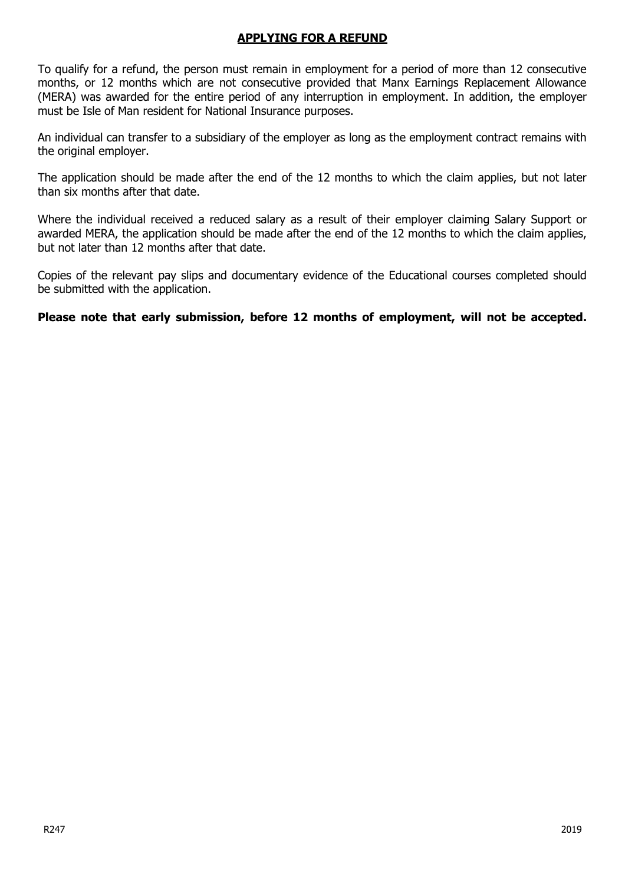## APPLYING FOR A REFUND

To qualify for a refund, the person must remain in employment for a period of more than 12 consecutive months, or 12 months which are not consecutive provided that Manx Earnings Replacement Allowance (MERA) was awarded for the entire period of any interruption in employment. In addition, the employer must be Isle of Man resident for National Insurance purposes.

An individual can transfer to a subsidiary of the employer as long as the employment contract remains with the original employer.

The application should be made after the end of the 12 months to which the claim applies, but not later than six months after that date.

Where the individual received a reduced salary as a result of their employer claiming Salary Support or awarded MERA, the application should be made after the end of the 12 months to which the claim applies, but not later than 12 months after that date.

Copies of the relevant pay slips and documentary evidence of the Educational courses completed should be submitted with the application.

**Please note that early submission, before 12 months of employment, will not be accepted.**

R247 2019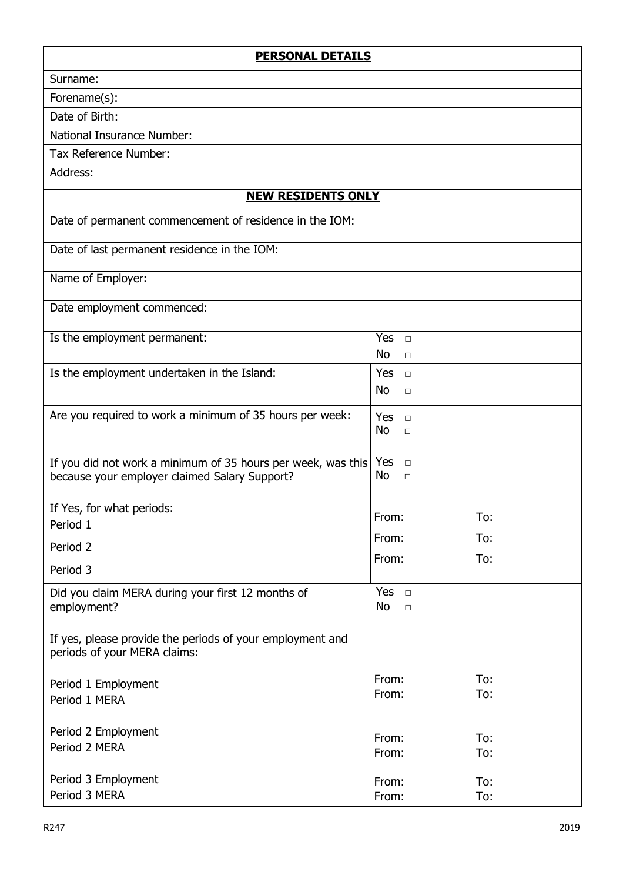| **PERSONAL DETAILS** | |
|---|---|
| Surname: | |
| Forename(s): | |
| Date of Birth: | |
| National Insurance Number: | |
| Tax Reference Number: | |
| Address: | |
| **NEW RESIDENTS ONLY** | |
| Date of permanent commencement of residence in the IOM: | |
| Date of last permanent residence in the IOM: | |
| Name of Employer: | |
| Date employment commenced: | |
| Is the employment permanent: | Yes □<br>No □ |
| Is the employment undertaken in the Island: | Yes □<br>No □ |
| Are you required to work a minimum of 35 hours per week:<br><br>If you did not work a minimum of 35 hours per week, was this because your employer claimed Salary Support?<br><br>If Yes, for what periods:<br>Period 1<br>Period 2<br>Period 3 | Yes □<br>No □<br><br>Yes □<br>No □<br><br>From: To:<br>From: To:<br>From: To: |
| Did you claim MERA during your first 12 months of employment?<br><br>If yes, please provide the periods of your employment and periods of your MERA claims:<br><br>Period 1 Employment<br>Period 1 MERA<br><br>Period 2 Employment<br>Period 2 MERA<br><br>Period 3 Employment<br>Period 3 MERA | Yes □<br>No □<br><br>From: To:<br>From: To:<br><br>From: To:<br>From: To:<br><br>From: To:<br>From: To: |

R247 2019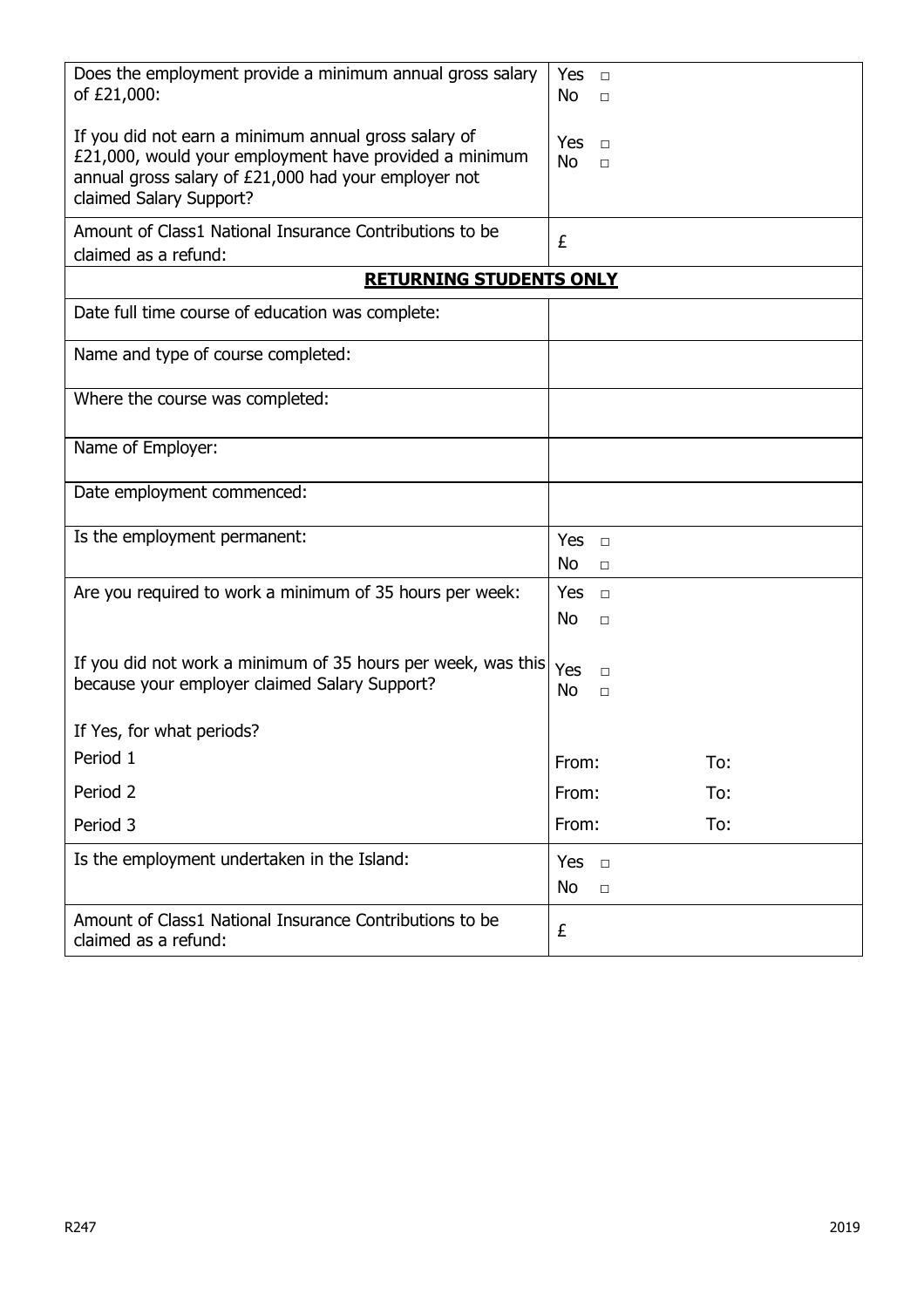| | |
|---|---|
| Does the employment provide a minimum annual gross salary of £21,000: | Yes □<br>No □ |
| If you did not earn a minimum annual gross salary of £21,000, would your employment have provided a minimum annual gross salary of £21,000 had your employer not claimed Salary Support? | Yes □<br>No □ |
| Amount of Class1 National Insurance Contributions to be claimed as a refund: | £ |
| **RETURNING STUDENTS ONLY** | |
| Date full time course of education was complete: | |
| Name and type of course completed: | |
| Where the course was completed: | |
| Name of Employer: | |
| Date employment commenced: | |
| Is the employment permanent: | Yes □<br>No □ |
| Are you required to work a minimum of 35 hours per week: | Yes □<br>No □ |
| If you did not work a minimum of 35 hours per week, was this because your employer claimed Salary Support? | Yes □<br>No □ |
| If Yes, for what periods? | |
| Period 1 | From: To: |
| Period 2 | From: To: |
| Period 3 | From: To: |
| Is the employment undertaken in the Island: | Yes □<br>No □ |
| Amount of Class1 National Insurance Contributions to be claimed as a refund: | £ |

R247 2019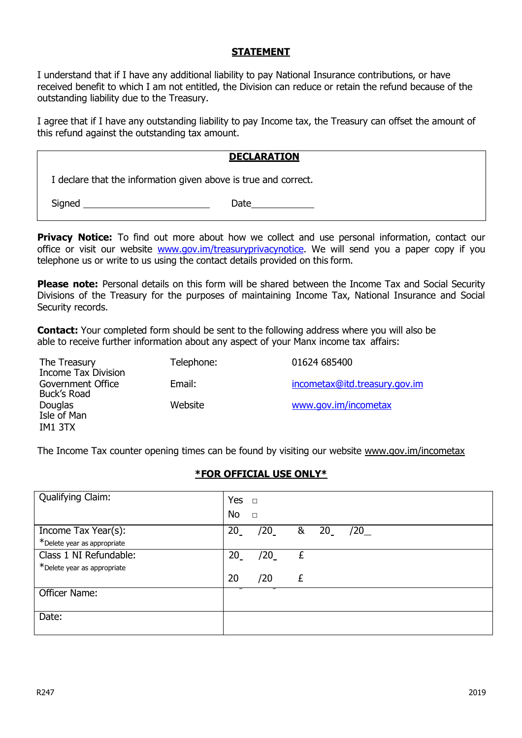## STATEMENT

I understand that if I have any additional liability to pay National Insurance contributions, or have received benefit to which I am not entitled, the Division can reduce or retain the refund because of the outstanding liability due to the Treasury.

I agree that if I have any outstanding liability to pay Income tax, the Treasury can offset the amount of this refund against the outstanding tax amount.

### DECLARATION

I declare that the information given above is true and correct.

Signed ______________________ Date ____________

**Privacy Notice:** To find out more about how we collect and use personal information, contact our office or visit our website www.gov.im/treasuryprivacynotice. We will send you a paper copy if you telephone us or write to us using the contact details provided on this form.

**Please note:** Personal details on this form will be shared between the Income Tax and Social Security Divisions of the Treasury for the purposes of maintaining Income Tax, National Insurance and Social Security records.

**Contact:** Your completed form should be sent to the following address where you will also be able to receive further information about any aspect of your Manx income tax affairs:

| | | |
|---|---|---|
| The Treasury<br>Income Tax Division | Telephone: | 01624 685400 |
| Government Office<br>Buck's Road | Email: | incometax@itd.treasury.gov.im |
| Douglas<br>Isle of Man<br>IM1 3TX | Website | www.gov.im/incometax |

The Income Tax counter opening times can be found by visiting our website www.gov.im/incometax

### *FOR OFFICIAL USE ONLY*

| | |
|---|---|
| Qualifying Claim: | Yes □<br>No □ |
| Income Tax Year(s):<br>*Delete year as appropriate | 20_ /20_ & 20_ /20__ |
| Class 1 NI Refundable:<br>*Delete year as appropriate | 20_ /20_ £<br>20_ /20_ £ |
| Officer Name: | |
| Date: | |

R247 2019